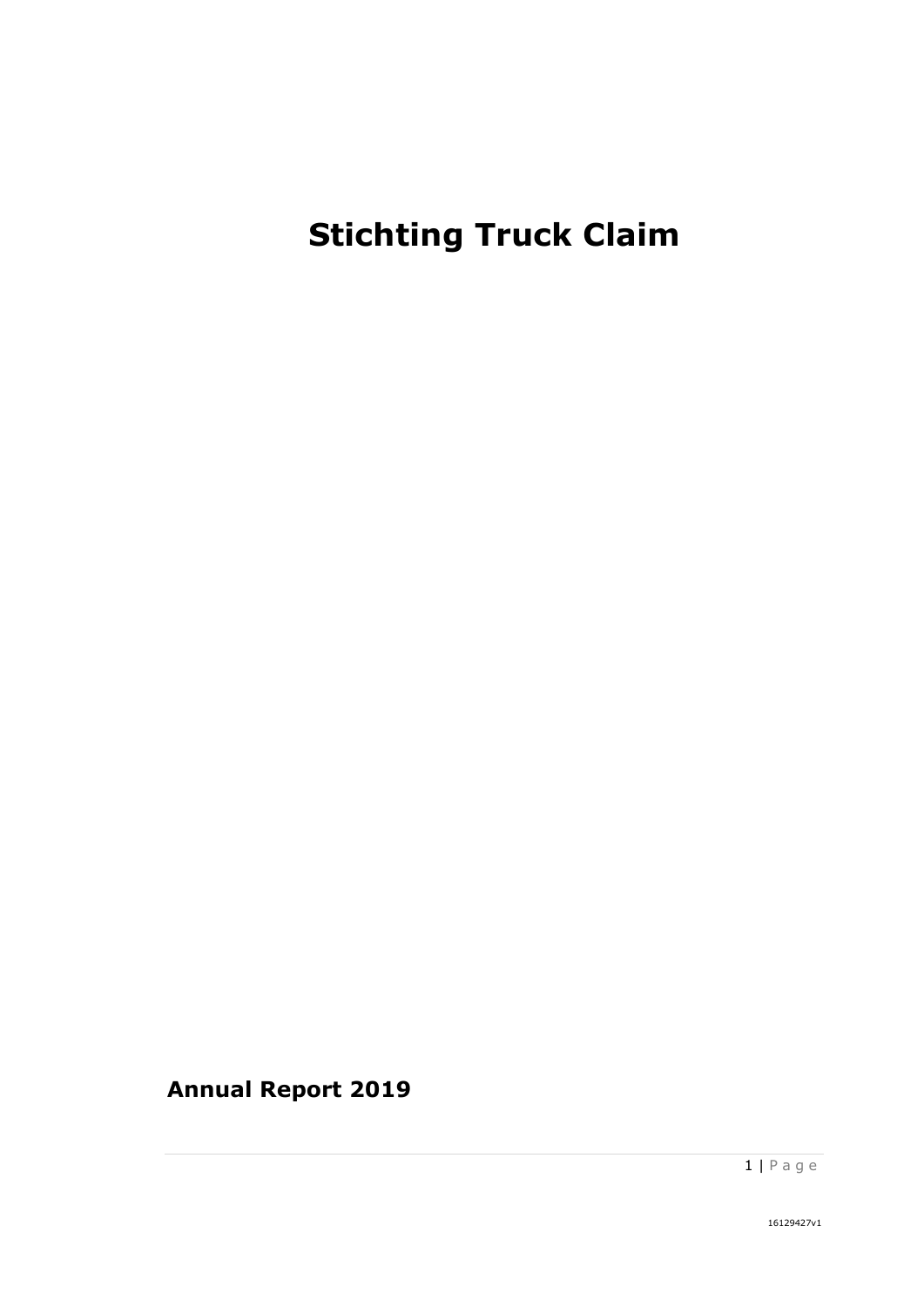# Stichting Truck Claim

**Annual Report 2019**

16129427v1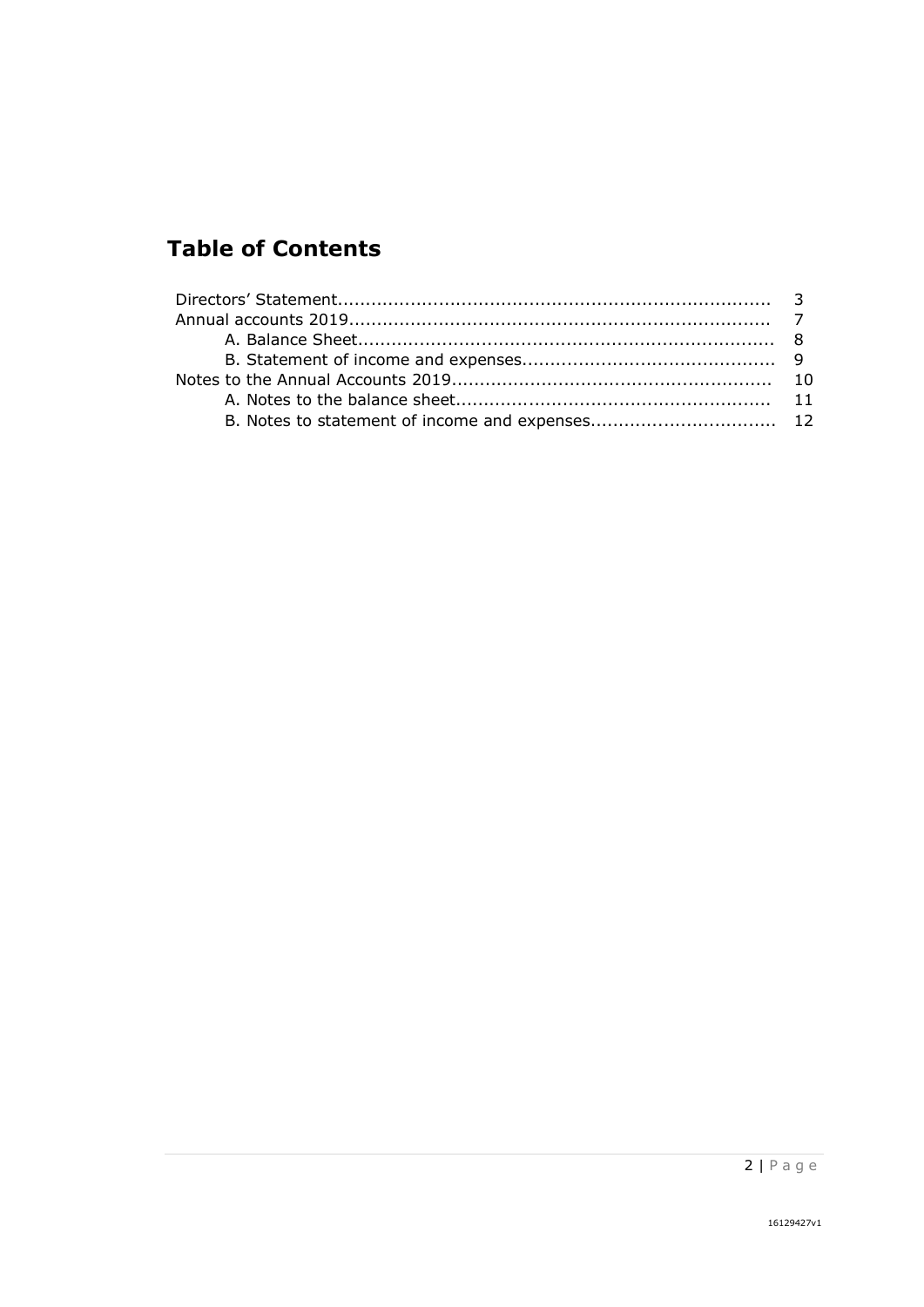# Table of Contents

Directors' Statement............................................................................ 3
Annual accounts 2019.......................................................................... 7
    A. Balance Sheet.......................................................................... 8
    B. Statement of income and expenses............................................. 9
Notes to the Annual Accounts 2019........................................................ 10
    A. Notes to the balance sheet........................................................ 11
    B. Notes to statement of income and expenses................................. 12

16129427v1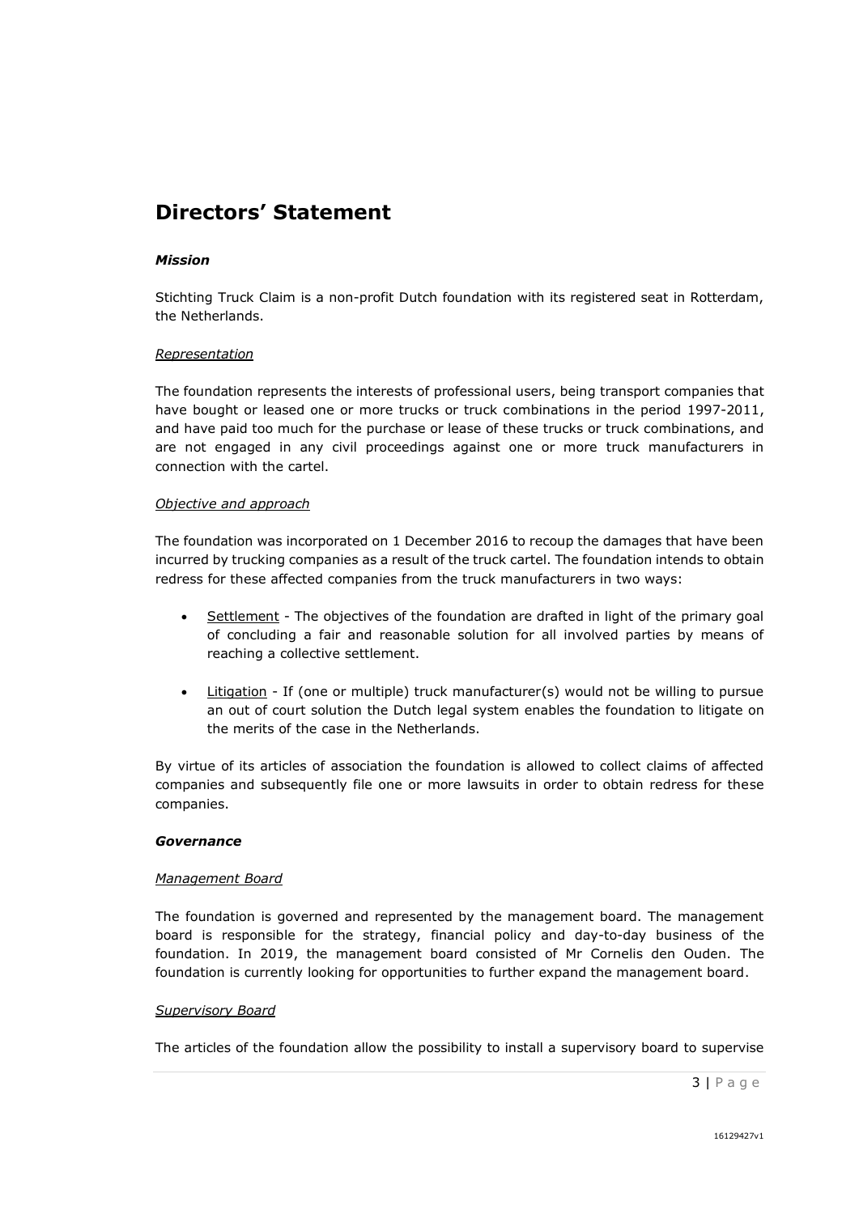# Directors' Statement

## *Mission*

Stichting Truck Claim is a non-profit Dutch foundation with its registered seat in Rotterdam, the Netherlands.

### *Representation*

The foundation represents the interests of professional users, being transport companies that have bought or leased one or more trucks or truck combinations in the period 1997-2011, and have paid too much for the purchase or lease of these trucks or truck combinations, and are not engaged in any civil proceedings against one or more truck manufacturers in connection with the cartel.

### *Objective and approach*

The foundation was incorporated on 1 December 2016 to recoup the damages that have been incurred by trucking companies as a result of the truck cartel. The foundation intends to obtain redress for these affected companies from the truck manufacturers in two ways:

- Settlement - The objectives of the foundation are drafted in light of the primary goal of concluding a fair and reasonable solution for all involved parties by means of reaching a collective settlement.
- Litigation - If (one or multiple) truck manufacturer(s) would not be willing to pursue an out of court solution the Dutch legal system enables the foundation to litigate on the merits of the case in the Netherlands.

By virtue of its articles of association the foundation is allowed to collect claims of affected companies and subsequently file one or more lawsuits in order to obtain redress for these companies.

## *Governance*

### *Management Board*

The foundation is governed and represented by the management board. The management board is responsible for the strategy, financial policy and day-to-day business of the foundation. In 2019, the management board consisted of Mr Cornelis den Ouden. The foundation is currently looking for opportunities to further expand the management board.

### *Supervisory Board*

The articles of the foundation allow the possibility to install a supervisory board to supervise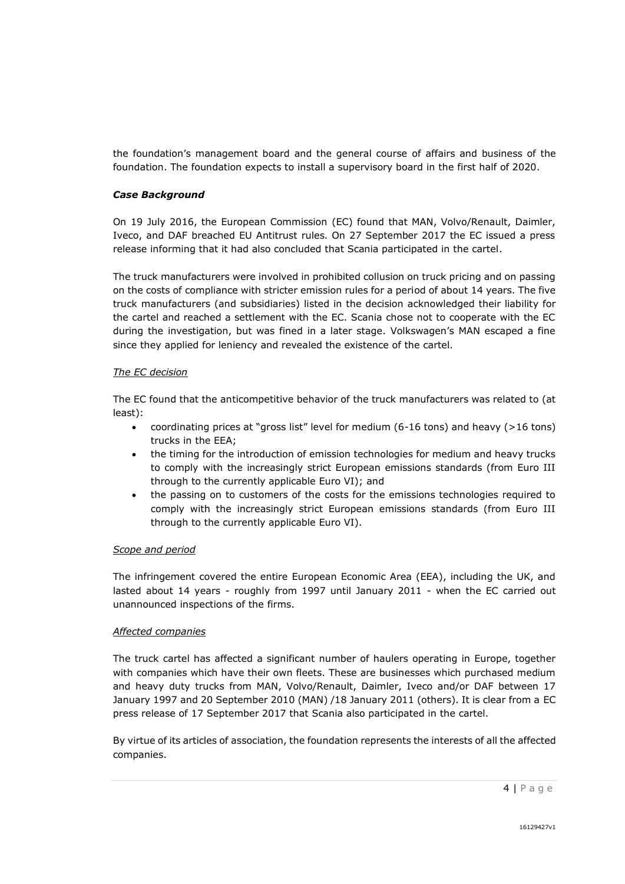the foundation's management board and the general course of affairs and business of the foundation. The foundation expects to install a supervisory board in the first half of 2020.

***Case Background***

On 19 July 2016, the European Commission (EC) found that MAN, Volvo/Renault, Daimler, Iveco, and DAF breached EU Antitrust rules. On 27 September 2017 the EC issued a press release informing that it had also concluded that Scania participated in the cartel.

The truck manufacturers were involved in prohibited collusion on truck pricing and on passing on the costs of compliance with stricter emission rules for a period of about 14 years. The five truck manufacturers (and subsidiaries) listed in the decision acknowledged their liability for the cartel and reached a settlement with the EC. Scania chose not to cooperate with the EC during the investigation, but was fined in a later stage. Volkswagen's MAN escaped a fine since they applied for leniency and revealed the existence of the cartel.

<u>*The EC decision*</u>

The EC found that the anticompetitive behavior of the truck manufacturers was related to (at least):

- coordinating prices at "gross list" level for medium (6-16 tons) and heavy (>16 tons) trucks in the EEA;
- the timing for the introduction of emission technologies for medium and heavy trucks to comply with the increasingly strict European emissions standards (from Euro III through to the currently applicable Euro VI); and
- the passing on to customers of the costs for the emissions technologies required to comply with the increasingly strict European emissions standards (from Euro III through to the currently applicable Euro VI).

<u>*Scope and period*</u>

The infringement covered the entire European Economic Area (EEA), including the UK, and lasted about 14 years - roughly from 1997 until January 2011 - when the EC carried out unannounced inspections of the firms.

<u>*Affected companies*</u>

The truck cartel has affected a significant number of haulers operating in Europe, together with companies which have their own fleets. These are businesses which purchased medium and heavy duty trucks from MAN, Volvo/Renault, Daimler, Iveco and/or DAF between 17 January 1997 and 20 September 2010 (MAN) /18 January 2011 (others). It is clear from a EC press release of 17 September 2017 that Scania also participated in the cartel.

By virtue of its articles of association, the foundation represents the interests of all the affected companies.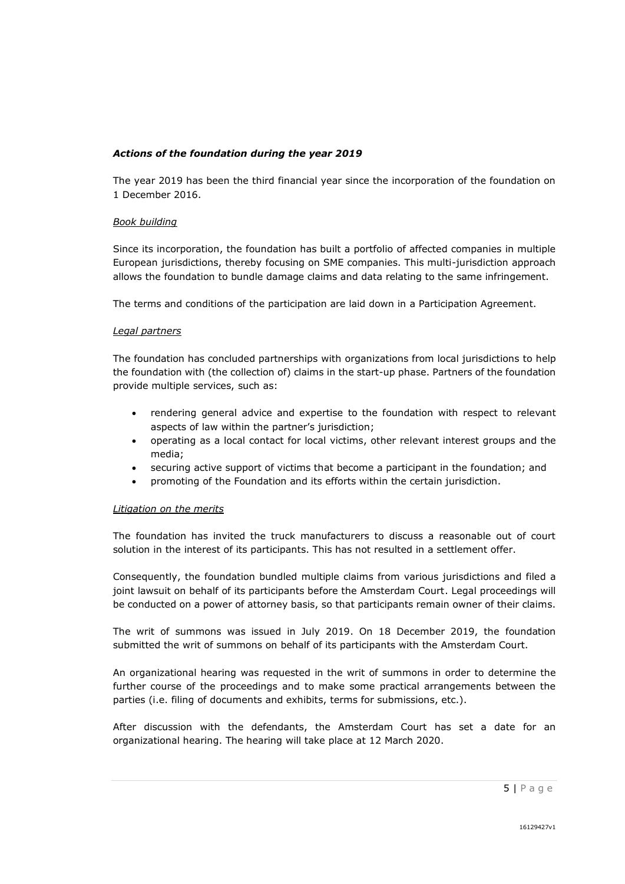### *Actions of the foundation during the year 2019*

The year 2019 has been the third financial year since the incorporation of the foundation on 1 December 2016.

*Book building*

Since its incorporation, the foundation has built a portfolio of affected companies in multiple European jurisdictions, thereby focusing on SME companies. This multi-jurisdiction approach allows the foundation to bundle damage claims and data relating to the same infringement.

The terms and conditions of the participation are laid down in a Participation Agreement.

*Legal partners*

The foundation has concluded partnerships with organizations from local jurisdictions to help the foundation with (the collection of) claims in the start-up phase. Partners of the foundation provide multiple services, such as:

- rendering general advice and expertise to the foundation with respect to relevant aspects of law within the partner's jurisdiction;
- operating as a local contact for local victims, other relevant interest groups and the media;
- securing active support of victims that become a participant in the foundation; and
- promoting of the Foundation and its efforts within the certain jurisdiction.

*Litigation on the merits*

The foundation has invited the truck manufacturers to discuss a reasonable out of court solution in the interest of its participants. This has not resulted in a settlement offer.

Consequently, the foundation bundled multiple claims from various jurisdictions and filed a joint lawsuit on behalf of its participants before the Amsterdam Court. Legal proceedings will be conducted on a power of attorney basis, so that participants remain owner of their claims.

The writ of summons was issued in July 2019. On 18 December 2019, the foundation submitted the writ of summons on behalf of its participants with the Amsterdam Court.

An organizational hearing was requested in the writ of summons in order to determine the further course of the proceedings and to make some practical arrangements between the parties (i.e. filing of documents and exhibits, terms for submissions, etc.).

After discussion with the defendants, the Amsterdam Court has set a date for an organizational hearing. The hearing will take place at 12 March 2020.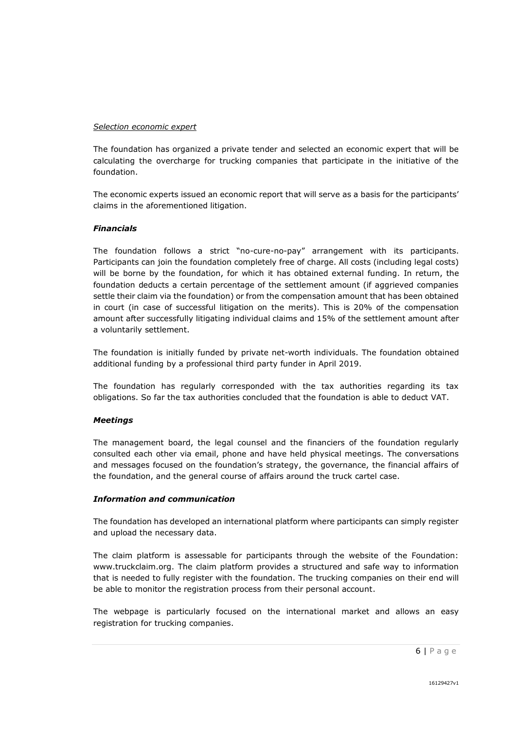*Selection economic expert*

The foundation has organized a private tender and selected an economic expert that will be calculating the overcharge for trucking companies that participate in the initiative of the foundation.

The economic experts issued an economic report that will serve as a basis for the participants' claims in the aforementioned litigation.

***Financials***

The foundation follows a strict "no-cure-no-pay" arrangement with its participants. Participants can join the foundation completely free of charge. All costs (including legal costs) will be borne by the foundation, for which it has obtained external funding. In return, the foundation deducts a certain percentage of the settlement amount (if aggrieved companies settle their claim via the foundation) or from the compensation amount that has been obtained in court (in case of successful litigation on the merits). This is 20% of the compensation amount after successfully litigating individual claims and 15% of the settlement amount after a voluntarily settlement.

The foundation is initially funded by private net-worth individuals. The foundation obtained additional funding by a professional third party funder in April 2019.

The foundation has regularly corresponded with the tax authorities regarding its tax obligations. So far the tax authorities concluded that the foundation is able to deduct VAT.

***Meetings***

The management board, the legal counsel and the financiers of the foundation regularly consulted each other via email, phone and have held physical meetings. The conversations and messages focused on the foundation's strategy, the governance, the financial affairs of the foundation, and the general course of affairs around the truck cartel case.

***Information and communication***

The foundation has developed an international platform where participants can simply register and upload the necessary data.

The claim platform is assessable for participants through the website of the Foundation: www.truckclaim.org. The claim platform provides a structured and safe way to information that is needed to fully register with the foundation. The trucking companies on their end will be able to monitor the registration process from their personal account.

The webpage is particularly focused on the international market and allows an easy registration for trucking companies.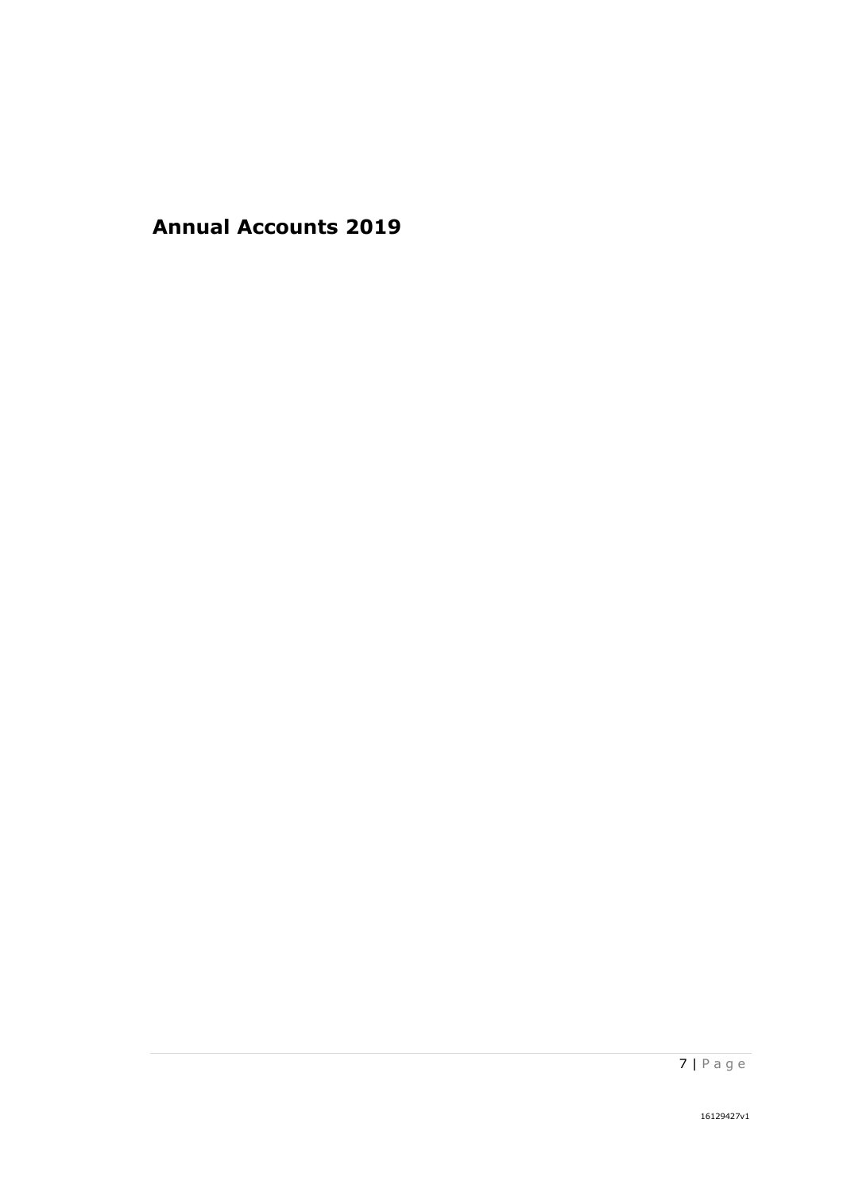# Annual Accounts 2019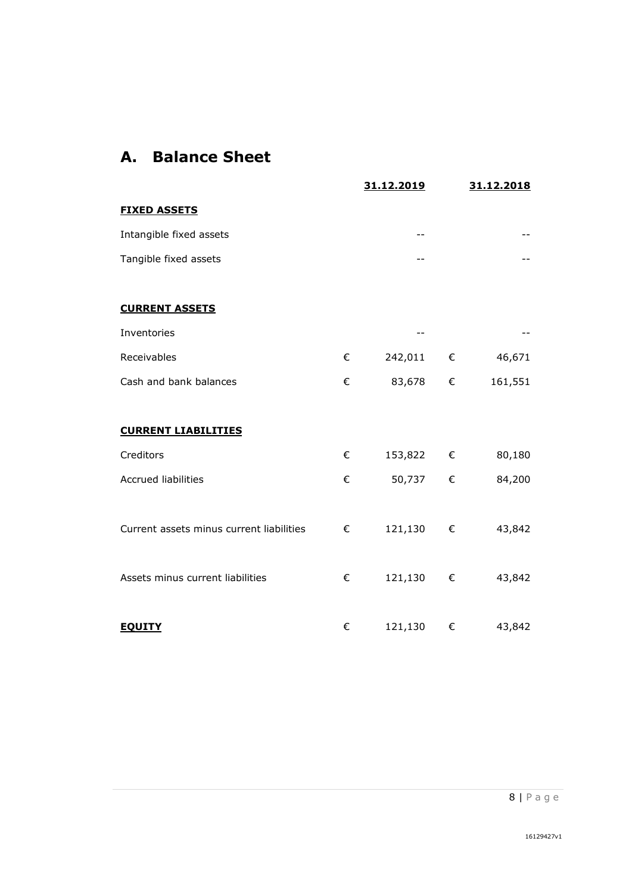## A. Balance Sheet

| | 31.12.2019 | 31.12.2018 |
|---|---|---|
| **FIXED ASSETS** | | |
| Intangible fixed assets | -- | -- |
| Tangible fixed assets | -- | -- |
| | | |
| **CURRENT ASSETS** | | |
| Inventories | -- | -- |
| Receivables | € 242,011 | € 46,671 |
| Cash and bank balances | € 83,678 | € 161,551 |
| | | |
| **CURRENT LIABILITIES** | | |
| Creditors | € 153,822 | € 80,180 |
| Accrued liabilities | € 50,737 | € 84,200 |
| | | |
| Current assets minus current liabilities | € 121,130 | € 43,842 |
| | | |
| Assets minus current liabilities | € 121,130 | € 43,842 |
| | | |
| **EQUITY** | € 121,130 | € 43,842 |

16129427v1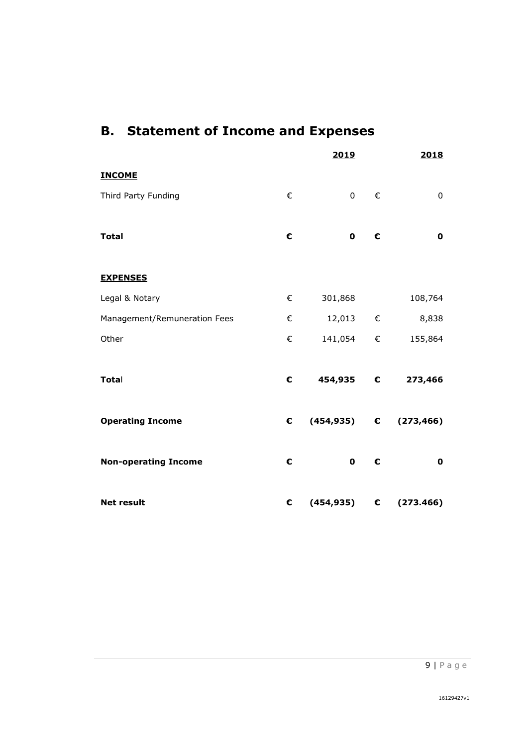## B. Statement of Income and Expenses

| | | 2019 | | 2018 |
|---|---|---|---|---|
| **INCOME** | | | | |
| Third Party Funding | € | 0 | € | 0 |
| **Total** | **€** | **0** | **€** | **0** |
| **EXPENSES** | | | | |
| Legal & Notary | € | 301,868 | | 108,764 |
| Management/Remuneration Fees | € | 12,013 | € | 8,838 |
| Other | € | 141,054 | € | 155,864 |
| **Total** | **€** | **454,935** | **€** | **273,466** |
| **Operating Income** | **€** | **(454,935)** | **€** | **(273,466)** |
| **Non-operating Income** | **€** | **0** | **€** | **0** |
| **Net result** | **€** | **(454,935)** | **€** | **(273.466)** |

16129427v1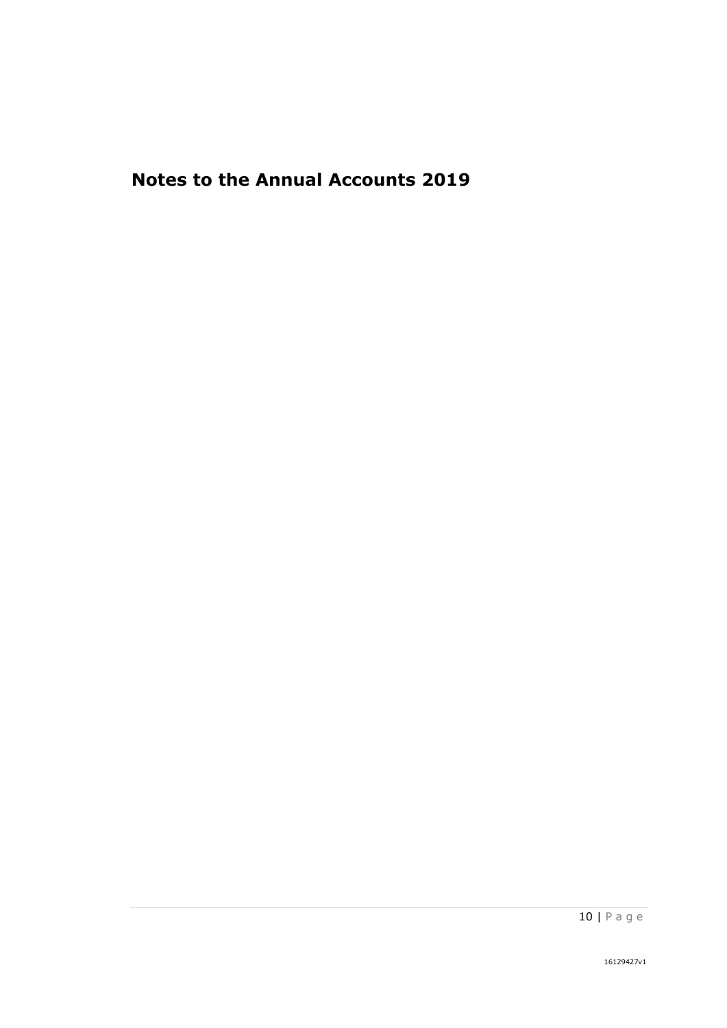# Notes to the Annual Accounts 2019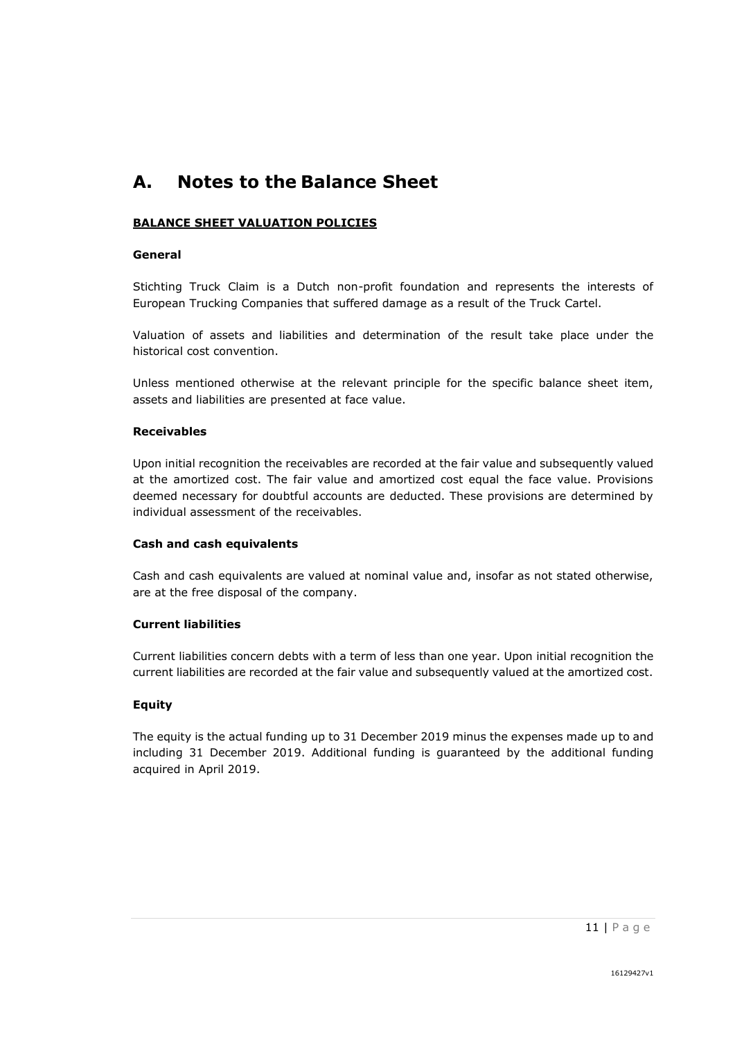# A. Notes to the Balance Sheet

**BALANCE SHEET VALUATION POLICIES**

**General**

Stichting Truck Claim is a Dutch non-profit foundation and represents the interests of European Trucking Companies that suffered damage as a result of the Truck Cartel.

Valuation of assets and liabilities and determination of the result take place under the historical cost convention.

Unless mentioned otherwise at the relevant principle for the specific balance sheet item, assets and liabilities are presented at face value.

**Receivables**

Upon initial recognition the receivables are recorded at the fair value and subsequently valued at the amortized cost. The fair value and amortized cost equal the face value. Provisions deemed necessary for doubtful accounts are deducted. These provisions are determined by individual assessment of the receivables.

**Cash and cash equivalents**

Cash and cash equivalents are valued at nominal value and, insofar as not stated otherwise, are at the free disposal of the company.

**Current liabilities**

Current liabilities concern debts with a term of less than one year. Upon initial recognition the current liabilities are recorded at the fair value and subsequently valued at the amortized cost.

**Equity**

The equity is the actual funding up to 31 December 2019 minus the expenses made up to and including 31 December 2019. Additional funding is guaranteed by the additional funding acquired in April 2019.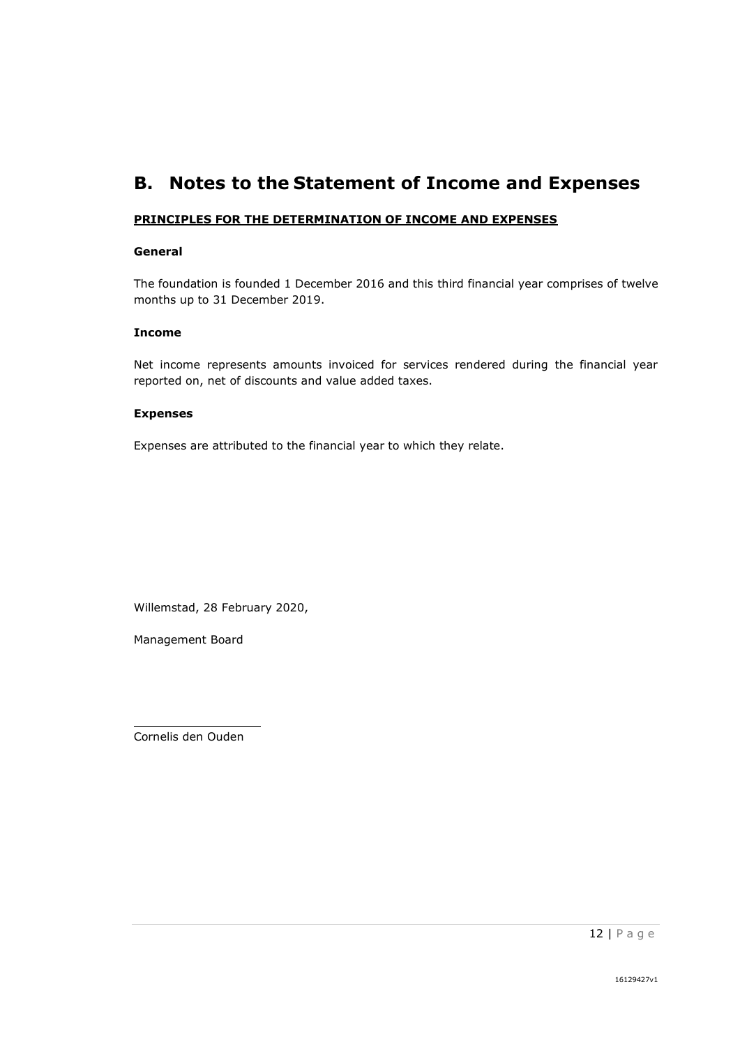# B. Notes to the Statement of Income and Expenses

**PRINCIPLES FOR THE DETERMINATION OF INCOME AND EXPENSES**

**General**

The foundation is founded 1 December 2016 and this third financial year comprises of twelve months up to 31 December 2019.

**Income**

Net income represents amounts invoiced for services rendered during the financial year reported on, net of discounts and value added taxes.

**Expenses**

Expenses are attributed to the financial year to which they relate.

Willemstad, 28 February 2020,

Management Board

\_\_\_\_\_\_\_\_\_\_\_\_\_\_\_\_\_\_\_\_

Cornelis den Ouden

16129427v1